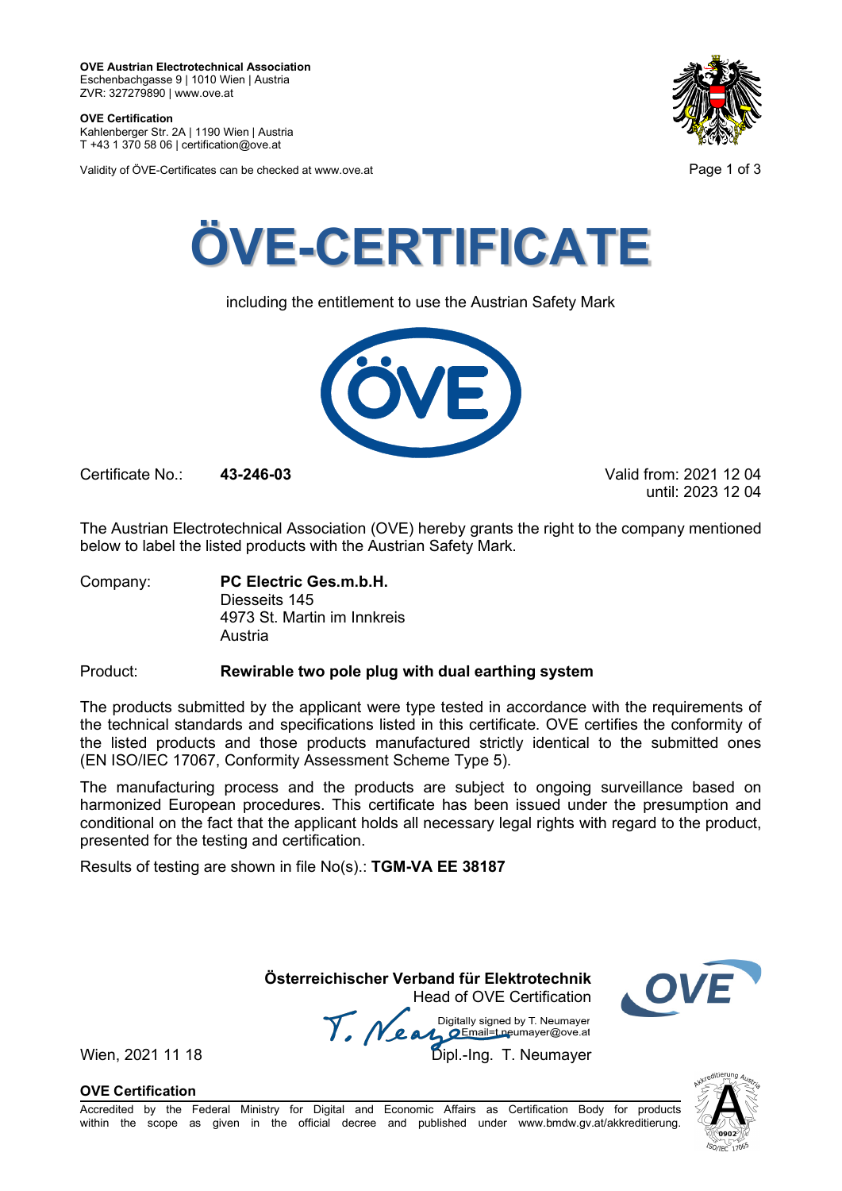**OVE Austrian Electrotechnical Association**
Eschenbachgasse 9 | 1010 Wien | Austria
ZVR: 327279890 | www.ove.at

**OVE Certification**
Kahlenberger Str. 2A | 1190 Wien | Austria
T +43 1 370 58 06 | certification@ove.at

Validity of ÖVE-Certificates can be checked at www.ove.at

# ÖVE-CERTIFICATE

including the entitlement to use the Austrian Safety Mark

Certificate No.: **43-246-03**

Valid from: 2021 12 04
until: 2023 12 04

The Austrian Electrotechnical Association (OVE) hereby grants the right to the company mentioned below to label the listed products with the Austrian Safety Mark.

Company: **PC Electric Ges.m.b.H.**
Diesseits 145
4973 St. Martin im Innkreis
Austria

Product: **Rewirable two pole plug with dual earthing system**

The products submitted by the applicant were type tested in accordance with the requirements of the technical standards and specifications listed in this certificate. OVE certifies the conformity of the listed products and those products manufactured strictly identical to the submitted ones (EN ISO/IEC 17067, Conformity Assessment Scheme Type 5).

The manufacturing process and the products are subject to ongoing surveillance based on harmonized European procedures. This certificate has been issued under the presumption and conditional on the fact that the applicant holds all necessary legal rights with regard to the product, presented for the testing and certification.

Results of testing are shown in file No(s).: **TGM-VA EE 38187**

**Österreichischer Verband für Elektrotechnik**
Head of OVE Certification

Digitally signed by T. Neumayer
Email=t.neumayer@ove.at

Wien, 2021 11 18

Dipl.-Ing. T. Neumayer

**OVE Certification**
Accredited by the Federal Ministry for Digital and Economic Affairs as Certification Body for products within the scope as given in the official decree and published under www.bmdw.gv.at/akkreditierung.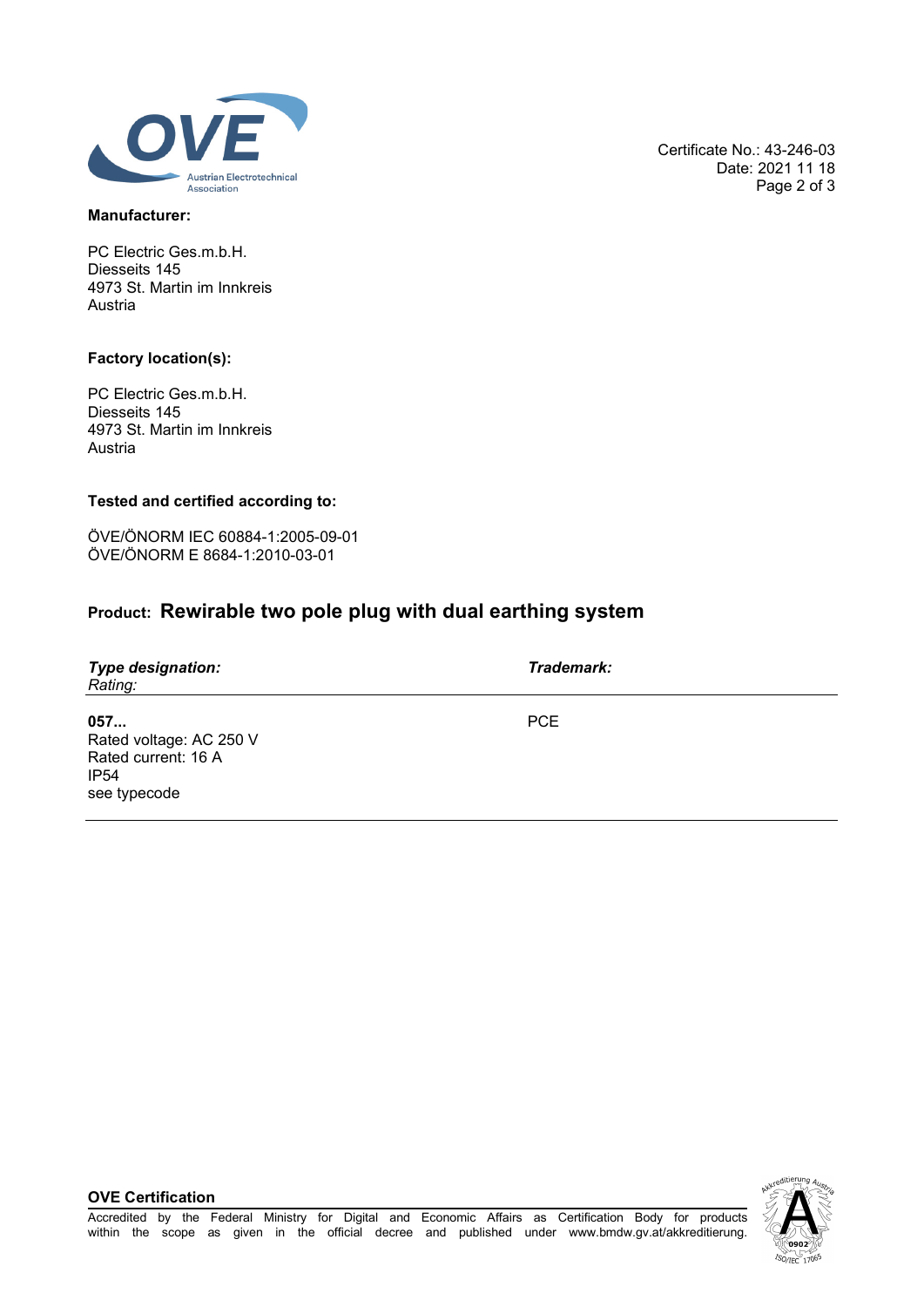Certificate No.: 43-246-03
Date: 2021 11 18

**Manufacturer:**

PC Electric Ges.m.b.H.
Diesseits 145
4973 St. Martin im Innkreis
Austria

**Factory location(s):**

PC Electric Ges.m.b.H.
Diesseits 145
4973 St. Martin im Innkreis
Austria

**Tested and certified according to:**

ÖVE/ÖNORM IEC 60884-1:2005-09-01
ÖVE/ÖNORM E 8684-1:2010-03-01

## Product: Rewirable two pole plug with dual earthing system

| ***Type designation:*** *Rating:* | ***Trademark:*** |
|---|---|
| **057...** Rated voltage: AC 250 V Rated current: 16 A IP54 see typecode | PCE |

**OVE Certification**

Accredited by the Federal Ministry for Digital and Economic Affairs as Certification Body for products within the scope as given in the official decree and published under www.bmdw.gv.at/akkreditierung.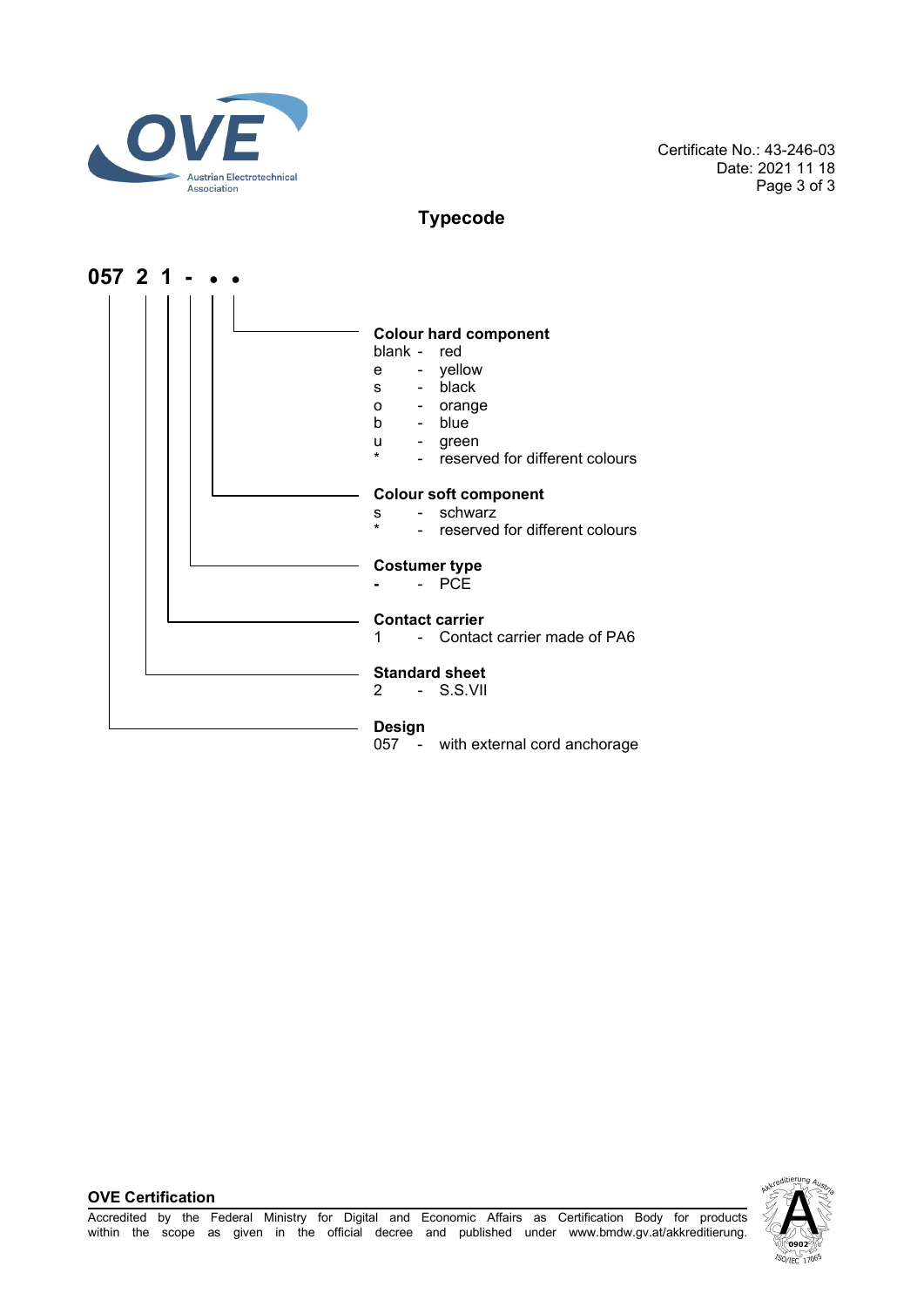Certificate No.: 43-246-03
Date: 2021 11 18

## Typecode

**057 2 1 - • •**

**Colour hard component**

- blank - red
- e - yellow
- s - black
- o - orange
- b - blue
- u - green
- * - reserved for different colours

**Colour soft component**

- s - schwarz
- * - reserved for different colours

**Costumer type**

- **-** - PCE

**Contact carrier**

- 1 - Contact carrier made of PA6

**Standard sheet**

- 2 - S.S.VII

**Design**

- 057 - with external cord anchorage

**OVE Certification**

Accredited by the Federal Ministry for Digital and Economic Affairs as Certification Body for products within the scope as given in the official decree and published under www.bmdw.gv.at/akkreditierung.